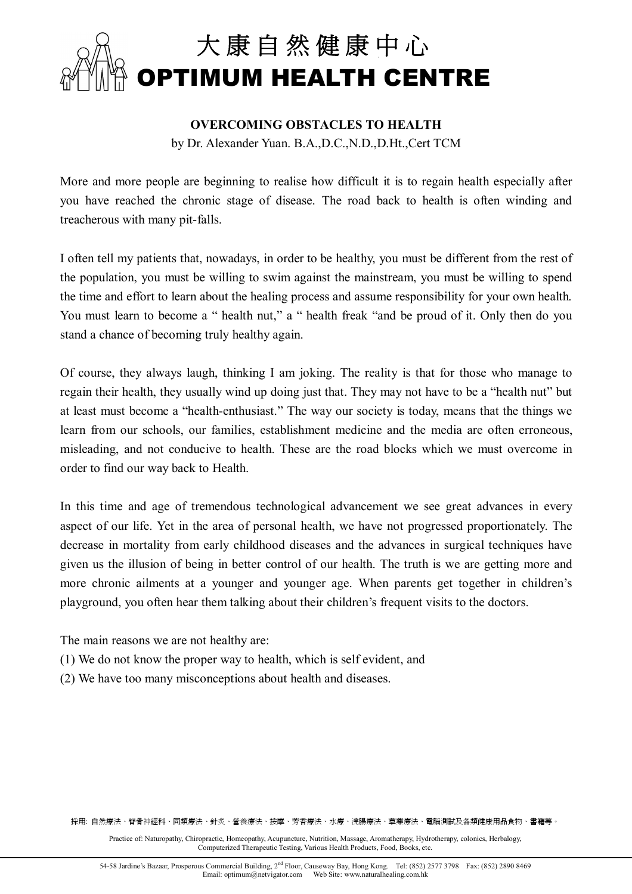# 大康自然健康中心
# OPTIMUM HEALTH CENTRE

**OVERCOMING OBSTACLES TO HEALTH**

by Dr. Alexander Yuan. B.A.,D.C.,N.D.,D.Ht.,Cert TCM

More and more people are beginning to realise how difficult it is to regain health especially after you have reached the chronic stage of disease. The road back to health is often winding and treacherous with many pit-falls.

I often tell my patients that, nowadays, in order to be healthy, you must be different from the rest of the population, you must be willing to swim against the mainstream, you must be willing to spend the time and effort to learn about the healing process and assume responsibility for your own health. You must learn to become a " health nut," a " health freak "and be proud of it. Only then do you stand a chance of becoming truly healthy again.

Of course, they always laugh, thinking I am joking. The reality is that for those who manage to regain their health, they usually wind up doing just that. They may not have to be a "health nut" but at least must become a "health-enthusiast." The way our society is today, means that the things we learn from our schools, our families, establishment medicine and the media are often erroneous, misleading, and not conducive to health. These are the road blocks which we must overcome in order to find our way back to Health.

In this time and age of tremendous technological advancement we see great advances in every aspect of our life. Yet in the area of personal health, we have not progressed proportionately. The decrease in mortality from early childhood diseases and the advances in surgical techniques have given us the illusion of being in better control of our health. The truth is we are getting more and more chronic ailments at a younger and younger age. When parents get together in children's playground, you often hear them talking about their children's frequent visits to the doctors.

The main reasons we are not healthy are:

(1) We do not know the proper way to health, which is self evident, and

(2) We have too many misconceptions about health and diseases.

採用: 自然療法、脊骨神經科、同類療法、針灸、營養療法、按摩、芳香療法、水療、洗腸療法、草藥療法、電腦測試及各類健康用品食物、書籍等。

Practice of: Naturopathy, Chiropractic, Homeopathy, Acupuncture, Nutrition, Massage, Aromatherapy, Hydrotherapy, colonics, Herbalogy, Computerized Therapeutic Testing, Various Health Products, Food, Books, etc.

54-58 Jardine's Bazaar, Prosperous Commercial Building, 2nd Floor, Causeway Bay, Hong Kong. Tel: (852) 2577 3798 Fax: (852) 2890 8469
Email: optimum@netvigator.com Web Site: www.naturalhealing.com.hk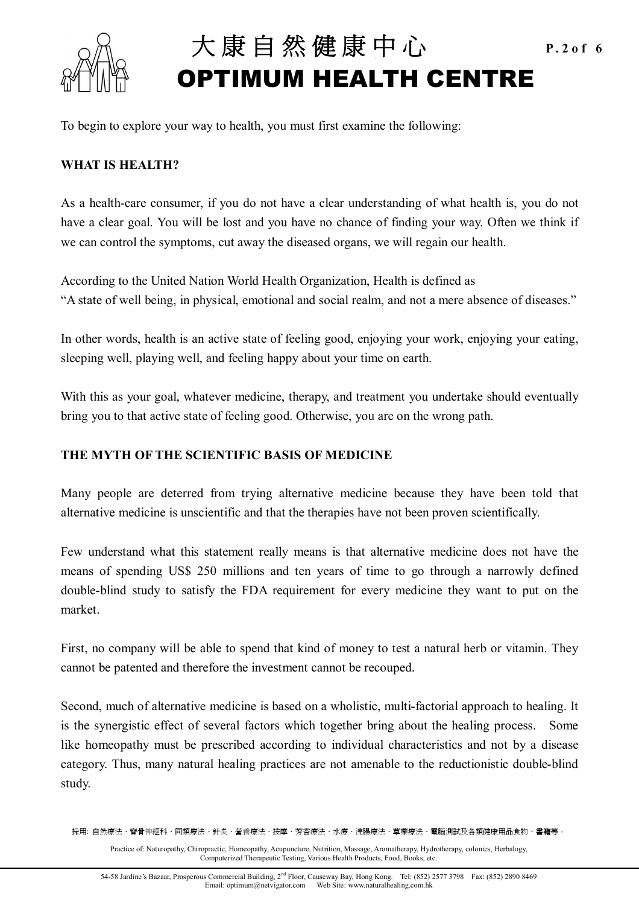To begin to explore your way to health, you must first examine the following:

## WHAT IS HEALTH?

As a health-care consumer, if you do not have a clear understanding of what health is, you do not have a clear goal. You will be lost and you have no chance of finding your way. Often we think if we can control the symptoms, cut away the diseased organs, we will regain our health.

According to the United Nation World Health Organization, Health is defined as "A state of well being, in physical, emotional and social realm, and not a mere absence of diseases."

In other words, health is an active state of feeling good, enjoying your work, enjoying your eating, sleeping well, playing well, and feeling happy about your time on earth.

With this as your goal, whatever medicine, therapy, and treatment you undertake should eventually bring you to that active state of feeling good. Otherwise, you are on the wrong path.

## THE MYTH OF THE SCIENTIFIC BASIS OF MEDICINE

Many people are deterred from trying alternative medicine because they have been told that alternative medicine is unscientific and that the therapies have not been proven scientifically.

Few understand what this statement really means is that alternative medicine does not have the means of spending US$ 250 millions and ten years of time to go through a narrowly defined double-blind study to satisfy the FDA requirement for every medicine they want to put on the market.

First, no company will be able to spend that kind of money to test a natural herb or vitamin. They cannot be patented and therefore the investment cannot be recouped.

Second, much of alternative medicine is based on a wholistic, multi-factorial approach to healing. It is the synergistic effect of several factors which together bring about the healing process. Some like homeopathy must be prescribed according to individual characteristics and not by a disease category. Thus, many natural healing practices are not amenable to the reductionistic double-blind study.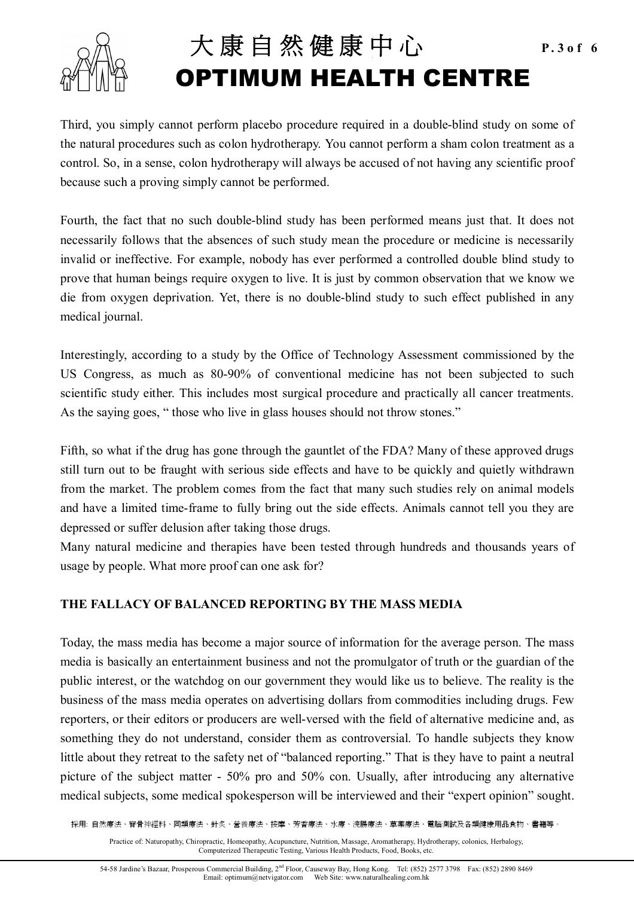Third, you simply cannot perform placebo procedure required in a double-blind study on some of the natural procedures such as colon hydrotherapy. You cannot perform a sham colon treatment as a control. So, in a sense, colon hydrotherapy will always be accused of not having any scientific proof because such a proving simply cannot be performed.

Fourth, the fact that no such double-blind study has been performed means just that. It does not necessarily follows that the absences of such study mean the procedure or medicine is necessarily invalid or ineffective. For example, nobody has ever performed a controlled double blind study to prove that human beings require oxygen to live. It is just by common observation that we know we die from oxygen deprivation. Yet, there is no double-blind study to such effect published in any medical journal.

Interestingly, according to a study by the Office of Technology Assessment commissioned by the US Congress, as much as 80-90% of conventional medicine has not been subjected to such scientific study either. This includes most surgical procedure and practically all cancer treatments. As the saying goes, " those who live in glass houses should not throw stones."

Fifth, so what if the drug has gone through the gauntlet of the FDA? Many of these approved drugs still turn out to be fraught with serious side effects and have to be quickly and quietly withdrawn from the market. The problem comes from the fact that many such studies rely on animal models and have a limited time-frame to fully bring out the side effects. Animals cannot tell you they are depressed or suffer delusion after taking those drugs.

Many natural medicine and therapies have been tested through hundreds and thousands years of usage by people. What more proof can one ask for?

## THE FALLACY OF BALANCED REPORTING BY THE MASS MEDIA

Today, the mass media has become a major source of information for the average person. The mass media is basically an entertainment business and not the promulgator of truth or the guardian of the public interest, or the watchdog on our government they would like us to believe. The reality is the business of the mass media operates on advertising dollars from commodities including drugs. Few reporters, or their editors or producers are well-versed with the field of alternative medicine and, as something they do not understand, consider them as controversial. To handle subjects they know little about they retreat to the safety net of "balanced reporting." That is they have to paint a neutral picture of the subject matter - 50% pro and 50% con. Usually, after introducing any alternative medical subjects, some medical spokesperson will be interviewed and their "expert opinion" sought.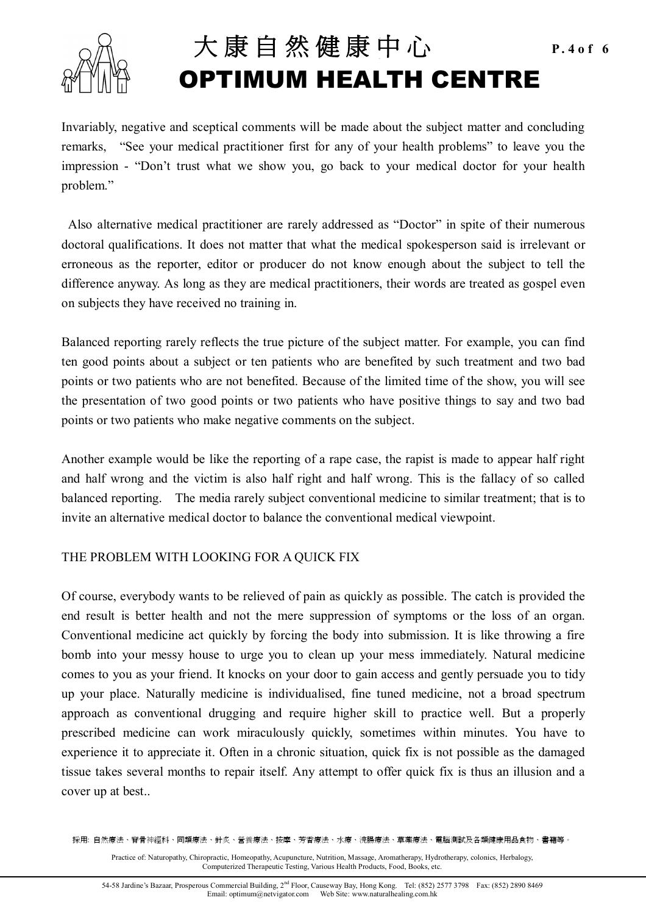Invariably, negative and sceptical comments will be made about the subject matter and concluding remarks, "See your medical practitioner first for any of your health problems" to leave you the impression - "Don't trust what we show you, go back to your medical doctor for your health problem."

Also alternative medical practitioner are rarely addressed as "Doctor" in spite of their numerous doctoral qualifications. It does not matter that what the medical spokesperson said is irrelevant or erroneous as the reporter, editor or producer do not know enough about the subject to tell the difference anyway. As long as they are medical practitioners, their words are treated as gospel even on subjects they have received no training in.

Balanced reporting rarely reflects the true picture of the subject matter. For example, you can find ten good points about a subject or ten patients who are benefited by such treatment and two bad points or two patients who are not benefited. Because of the limited time of the show, you will see the presentation of two good points or two patients who have positive things to say and two bad points or two patients who make negative comments on the subject.

Another example would be like the reporting of a rape case, the rapist is made to appear half right and half wrong and the victim is also half right and half wrong. This is the fallacy of so called balanced reporting. The media rarely subject conventional medicine to similar treatment; that is to invite an alternative medical doctor to balance the conventional medical viewpoint.

## THE PROBLEM WITH LOOKING FOR A QUICK FIX

Of course, everybody wants to be relieved of pain as quickly as possible. The catch is provided the end result is better health and not the mere suppression of symptoms or the loss of an organ. Conventional medicine act quickly by forcing the body into submission. It is like throwing a fire bomb into your messy house to urge you to clean up your mess immediately. Natural medicine comes to you as your friend. It knocks on your door to gain access and gently persuade you to tidy up your place. Naturally medicine is individualised, fine tuned medicine, not a broad spectrum approach as conventional drugging and require higher skill to practice well. But a properly prescribed medicine can work miraculously quickly, sometimes within minutes. You have to experience it to appreciate it. Often in a chronic situation, quick fix is not possible as the damaged tissue takes several months to repair itself. Any attempt to offer quick fix is thus an illusion and a cover up at best..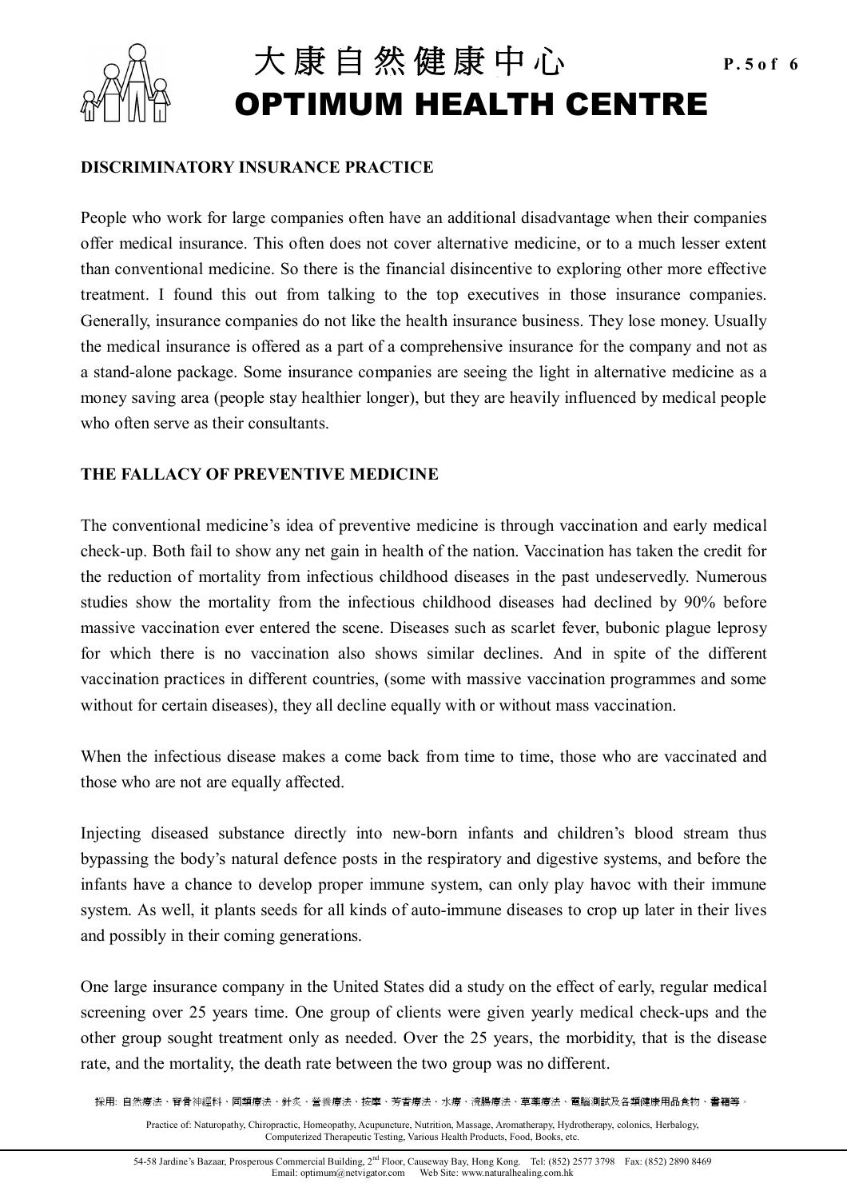## DISCRIMINATORY INSURANCE PRACTICE

People who work for large companies often have an additional disadvantage when their companies offer medical insurance. This often does not cover alternative medicine, or to a much lesser extent than conventional medicine. So there is the financial disincentive to exploring other more effective treatment. I found this out from talking to the top executives in those insurance companies. Generally, insurance companies do not like the health insurance business. They lose money. Usually the medical insurance is offered as a part of a comprehensive insurance for the company and not as a stand-alone package. Some insurance companies are seeing the light in alternative medicine as a money saving area (people stay healthier longer), but they are heavily influenced by medical people who often serve as their consultants.

## THE FALLACY OF PREVENTIVE MEDICINE

The conventional medicine's idea of preventive medicine is through vaccination and early medical check-up. Both fail to show any net gain in health of the nation. Vaccination has taken the credit for the reduction of mortality from infectious childhood diseases in the past undeservedly. Numerous studies show the mortality from the infectious childhood diseases had declined by 90% before massive vaccination ever entered the scene. Diseases such as scarlet fever, bubonic plague leprosy for which there is no vaccination also shows similar declines. And in spite of the different vaccination practices in different countries, (some with massive vaccination programmes and some without for certain diseases), they all decline equally with or without mass vaccination.

When the infectious disease makes a come back from time to time, those who are vaccinated and those who are not are equally affected.

Injecting diseased substance directly into new-born infants and children's blood stream thus bypassing the body's natural defence posts in the respiratory and digestive systems, and before the infants have a chance to develop proper immune system, can only play havoc with their immune system. As well, it plants seeds for all kinds of auto-immune diseases to crop up later in their lives and possibly in their coming generations.

One large insurance company in the United States did a study on the effect of early, regular medical screening over 25 years time. One group of clients were given yearly medical check-ups and the other group sought treatment only as needed. Over the 25 years, the morbidity, that is the disease rate, and the mortality, the death rate between the two group was no different.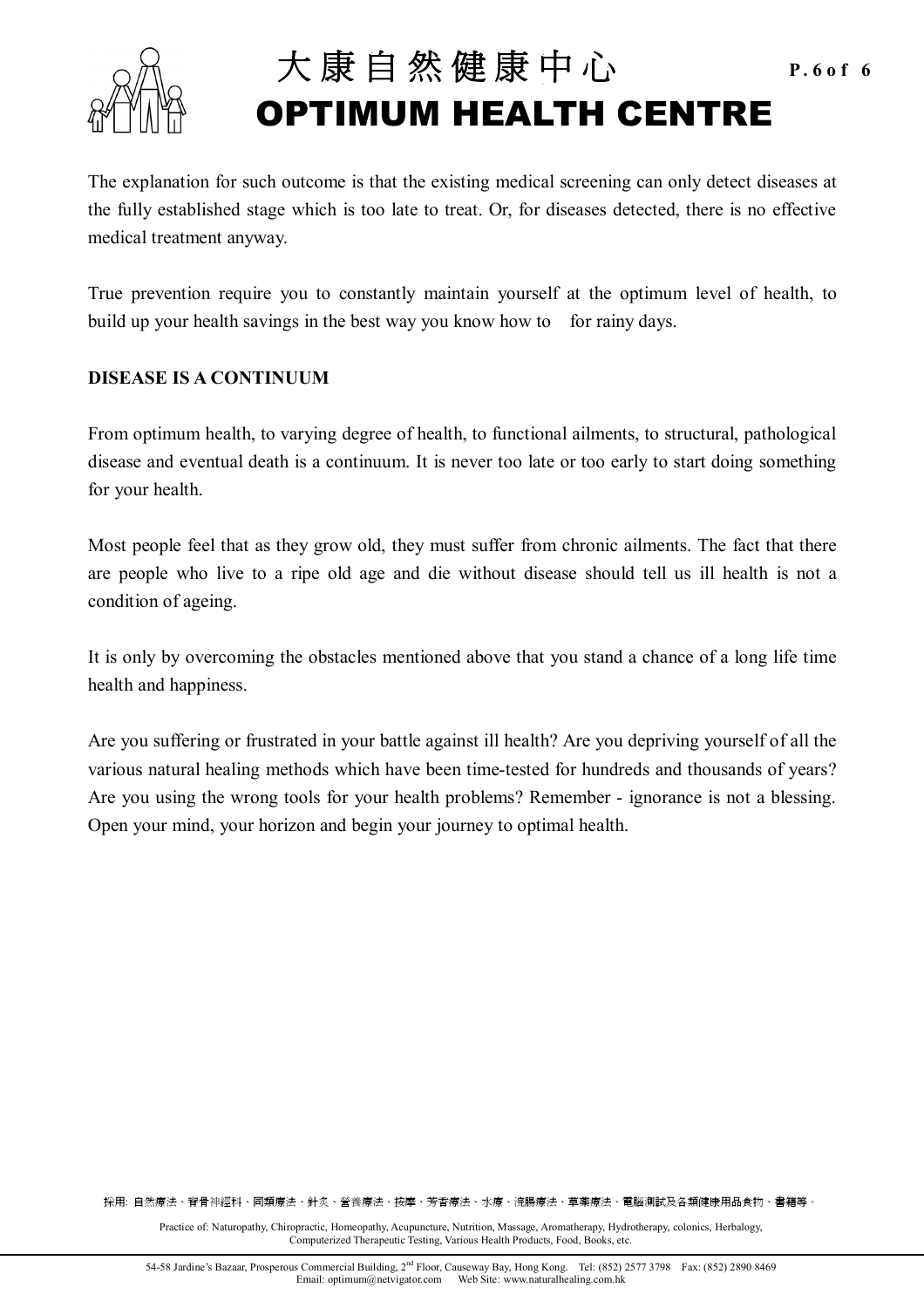The explanation for such outcome is that the existing medical screening can only detect diseases at the fully established stage which is too late to treat. Or, for diseases detected, there is no effective medical treatment anyway.

True prevention require you to constantly maintain yourself at the optimum level of health, to build up your health savings in the best way you know how to for rainy days.

**DISEASE IS A CONTINUUM**

From optimum health, to varying degree of health, to functional ailments, to structural, pathological disease and eventual death is a continuum. It is never too late or too early to start doing something for your health.

Most people feel that as they grow old, they must suffer from chronic ailments. The fact that there are people who live to a ripe old age and die without disease should tell us ill health is not a condition of ageing.

It is only by overcoming the obstacles mentioned above that you stand a chance of a long life time health and happiness.

Are you suffering or frustrated in your battle against ill health? Are you depriving yourself of all the various natural healing methods which have been time-tested for hundreds and thousands of years? Are you using the wrong tools for your health problems? Remember - ignorance is not a blessing. Open your mind, your horizon and begin your journey to optimal health.